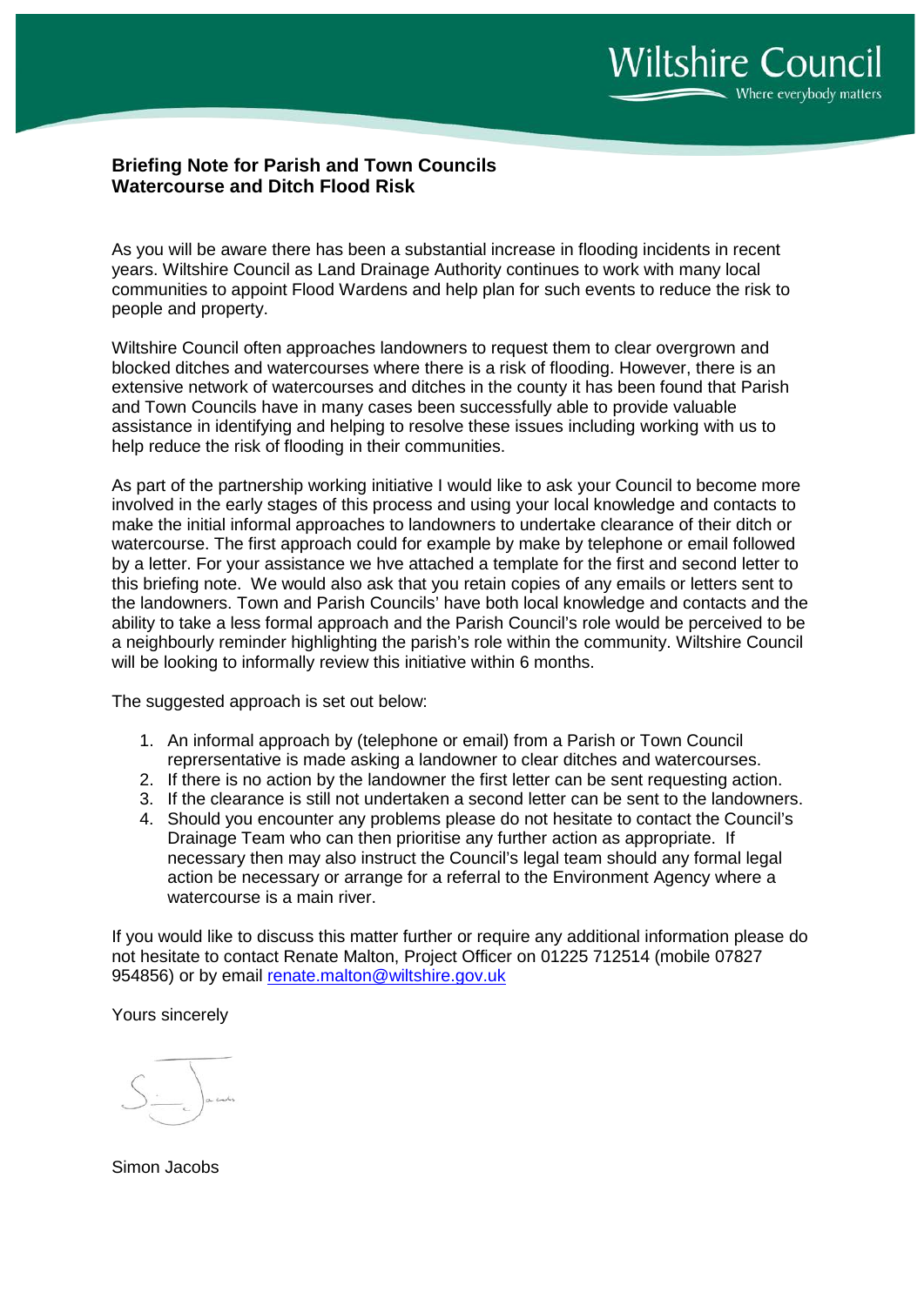Wiltshire Council
Where everybody matters

**Briefing Note for Parish and Town Councils**
**Watercourse and Ditch Flood Risk**

As you will be aware there has been a substantial increase in flooding incidents in recent years. Wiltshire Council as Land Drainage Authority continues to work with many local communities to appoint Flood Wardens and help plan for such events to reduce the risk to people and property.

Wiltshire Council often approaches landowners to request them to clear overgrown and blocked ditches and watercourses where there is a risk of flooding. However, there is an extensive network of watercourses and ditches in the county it has been found that Parish and Town Councils have in many cases been successfully able to provide valuable assistance in identifying and helping to resolve these issues including working with us to help reduce the risk of flooding in their communities.

As part of the partnership working initiative I would like to ask your Council to become more involved in the early stages of this process and using your local knowledge and contacts to make the initial informal approaches to landowners to undertake clearance of their ditch or watercourse. The first approach could for example by make by telephone or email followed by a letter. For your assistance we hve attached a template for the first and second letter to this briefing note. We would also ask that you retain copies of any emails or letters sent to the landowners. Town and Parish Councils' have both local knowledge and contacts and the ability to take a less formal approach and the Parish Council's role would be perceived to be a neighbourly reminder highlighting the parish's role within the community. Wiltshire Council will be looking to informally review this initiative within 6 months.

The suggested approach is set out below:

1. An informal approach by (telephone or email) from a Parish or Town Council reprersentative is made asking a landowner to clear ditches and watercourses.
2. If there is no action by the landowner the first letter can be sent requesting action.
3. If the clearance is still not undertaken a second letter can be sent to the landowners.
4. Should you encounter any problems please do not hesitate to contact the Council's Drainage Team who can then prioritise any further action as appropriate. If necessary then may also instruct the Council's legal team should any formal legal action be necessary or arrange for a referral to the Environment Agency where a watercourse is a main river.

If you would like to discuss this matter further or require any additional information please do not hesitate to contact Renate Malton, Project Officer on 01225 712514 (mobile 07827 954856) or by email renate.malton@wiltshire.gov.uk

Yours sincerely

Simon Jacobs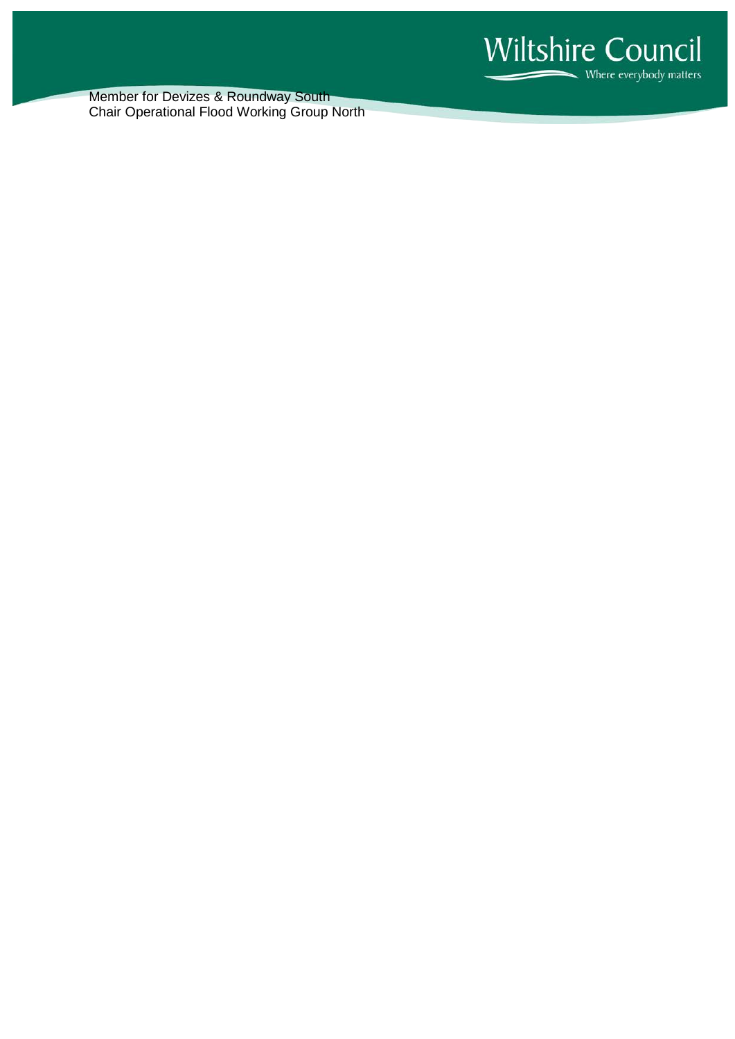Member for Devizes & Roundway South
Chair Operational Flood Working Group North